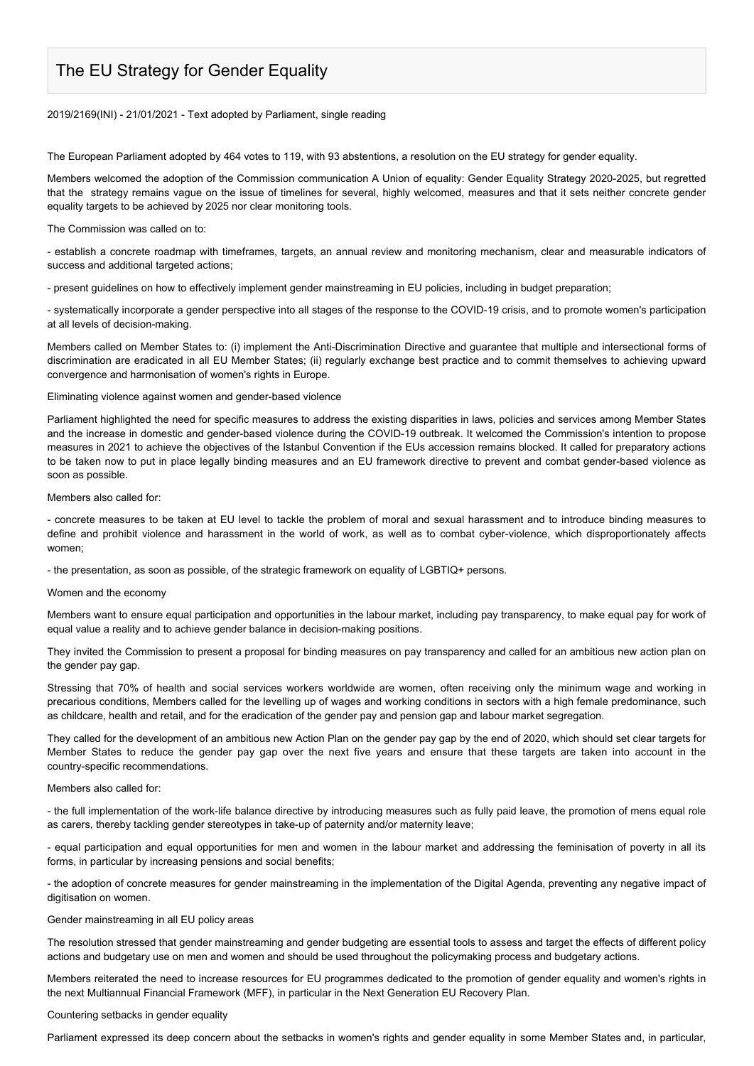# The EU Strategy for Gender Equality

2019/2169(INI) - 21/01/2021 - Text adopted by Parliament, single reading

The European Parliament adopted by 464 votes to 119, with 93 abstentions, a resolution on the EU strategy for gender equality.

Members welcomed the adoption of the Commission communication A Union of equality: Gender Equality Strategy 2020-2025, but regretted that the strategy remains vague on the issue of timelines for several, highly welcomed, measures and that it sets neither concrete gender equality targets to be achieved by 2025 nor clear monitoring tools.

The Commission was called on to:

- establish a concrete roadmap with timeframes, targets, an annual review and monitoring mechanism, clear and measurable indicators of success and additional targeted actions;
- present guidelines on how to effectively implement gender mainstreaming in EU policies, including in budget preparation;
- systematically incorporate a gender perspective into all stages of the response to the COVID-19 crisis, and to promote women's participation at all levels of decision-making.

Members called on Member States to: (i) implement the Anti-Discrimination Directive and guarantee that multiple and intersectional forms of discrimination are eradicated in all EU Member States; (ii) regularly exchange best practice and to commit themselves to achieving upward convergence and harmonisation of women's rights in Europe.

Eliminating violence against women and gender-based violence

Parliament highlighted the need for specific measures to address the existing disparities in laws, policies and services among Member States and the increase in domestic and gender-based violence during the COVID-19 outbreak. It welcomed the Commission's intention to propose measures in 2021 to achieve the objectives of the Istanbul Convention if the EUs accession remains blocked. It called for preparatory actions to be taken now to put in place legally binding measures and an EU framework directive to prevent and combat gender-based violence as soon as possible.

Members also called for:

- concrete measures to be taken at EU level to tackle the problem of moral and sexual harassment and to introduce binding measures to define and prohibit violence and harassment in the world of work, as well as to combat cyber-violence, which disproportionately affects women;
- the presentation, as soon as possible, of the strategic framework on equality of LGBTIQ+ persons.

Women and the economy

Members want to ensure equal participation and opportunities in the labour market, including pay transparency, to make equal pay for work of equal value a reality and to achieve gender balance in decision-making positions.

They invited the Commission to present a proposal for binding measures on pay transparency and called for an ambitious new action plan on the gender pay gap.

Stressing that 70% of health and social services workers worldwide are women, often receiving only the minimum wage and working in precarious conditions, Members called for the levelling up of wages and working conditions in sectors with a high female predominance, such as childcare, health and retail, and for the eradication of the gender pay and pension gap and labour market segregation.

They called for the development of an ambitious new Action Plan on the gender pay gap by the end of 2020, which should set clear targets for Member States to reduce the gender pay gap over the next five years and ensure that these targets are taken into account in the country-specific recommendations.

Members also called for:

- the full implementation of the work-life balance directive by introducing measures such as fully paid leave, the promotion of mens equal role as carers, thereby tackling gender stereotypes in take-up of paternity and/or maternity leave;
- equal participation and equal opportunities for men and women in the labour market and addressing the feminisation of poverty in all its forms, in particular by increasing pensions and social benefits;
- the adoption of concrete measures for gender mainstreaming in the implementation of the Digital Agenda, preventing any negative impact of digitisation on women.

Gender mainstreaming in all EU policy areas

The resolution stressed that gender mainstreaming and gender budgeting are essential tools to assess and target the effects of different policy actions and budgetary use on men and women and should be used throughout the policymaking process and budgetary actions.

Members reiterated the need to increase resources for EU programmes dedicated to the promotion of gender equality and women's rights in the next Multiannual Financial Framework (MFF), in particular in the Next Generation EU Recovery Plan.

Countering setbacks in gender equality

Parliament expressed its deep concern about the setbacks in women's rights and gender equality in some Member States and, in particular,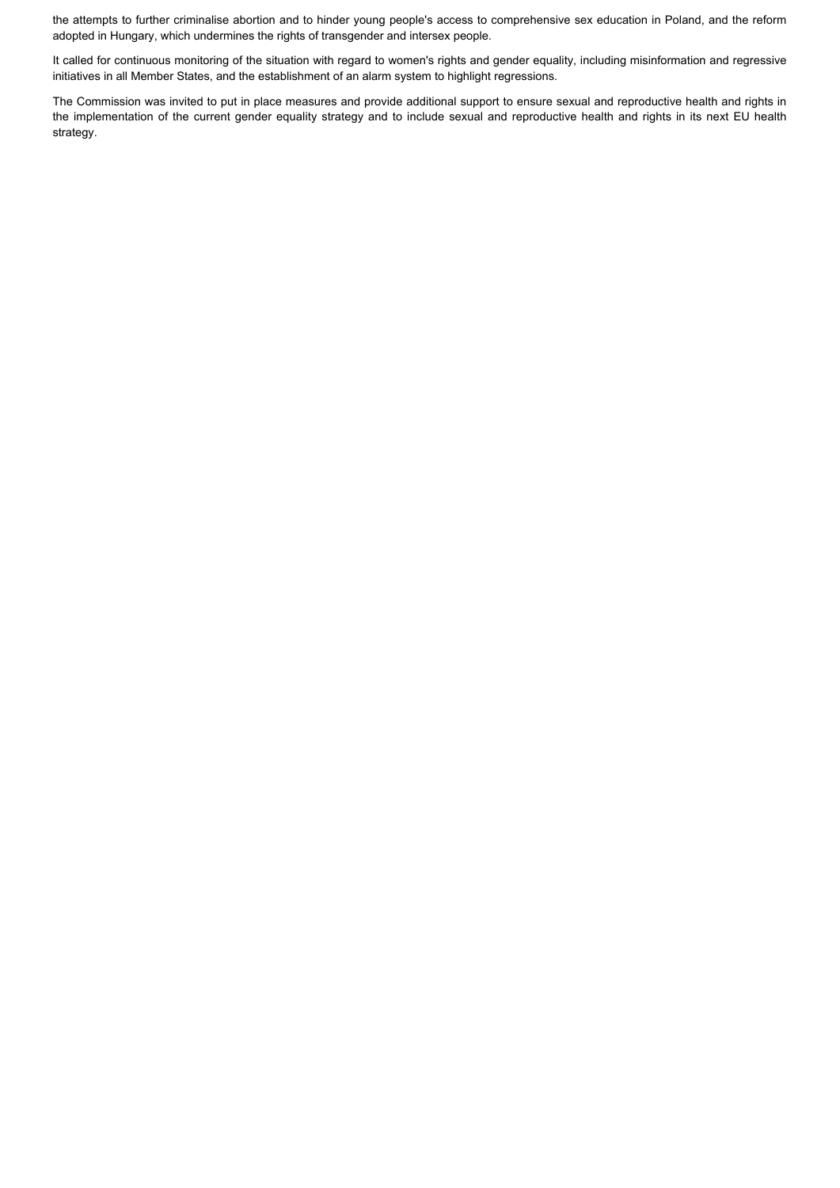the attempts to further criminalise abortion and to hinder young people's access to comprehensive sex education in Poland, and the reform adopted in Hungary, which undermines the rights of transgender and intersex people.

It called for continuous monitoring of the situation with regard to women's rights and gender equality, including misinformation and regressive initiatives in all Member States, and the establishment of an alarm system to highlight regressions.

The Commission was invited to put in place measures and provide additional support to ensure sexual and reproductive health and rights in the implementation of the current gender equality strategy and to include sexual and reproductive health and rights in its next EU health strategy.